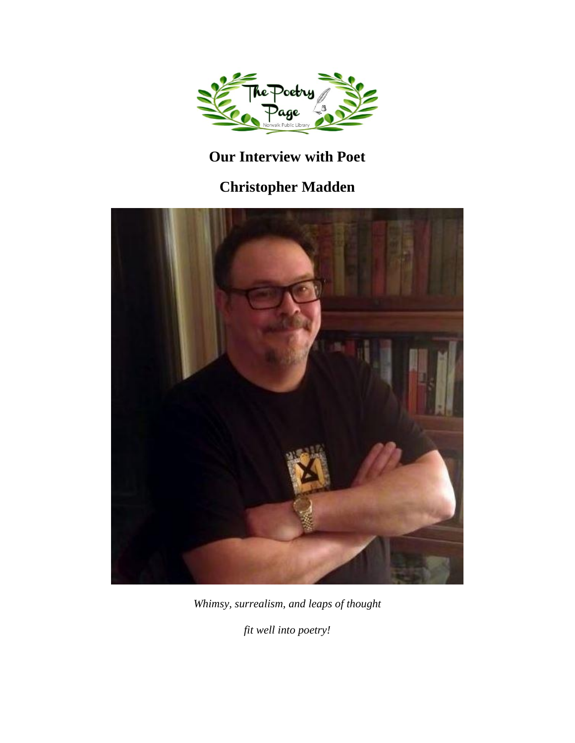# Our Interview with Poet

# Christopher Madden

*Whimsy, surrealism, and leaps of thought*

*fit well into poetry!*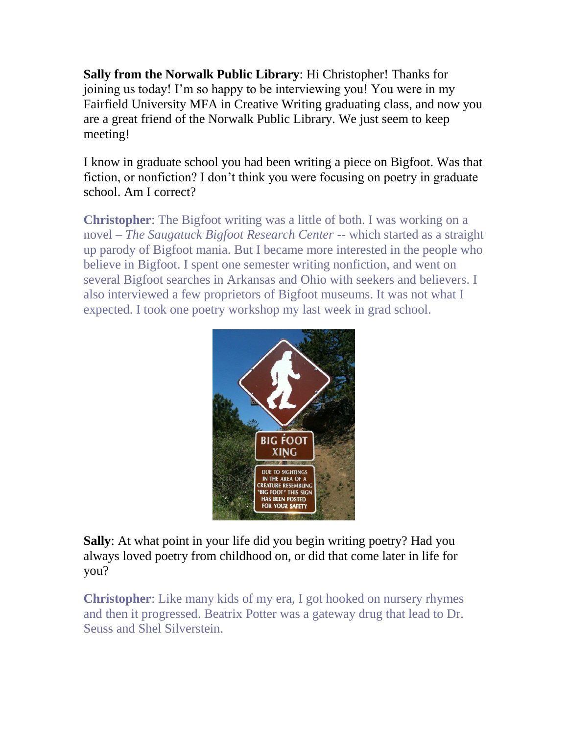**Sally from the Norwalk Public Library**: Hi Christopher! Thanks for joining us today! I'm so happy to be interviewing you! You were in my Fairfield University MFA in Creative Writing graduating class, and now you are a great friend of the Norwalk Public Library. We just seem to keep meeting!

I know in graduate school you had been writing a piece on Bigfoot. Was that fiction, or nonfiction? I don't think you were focusing on poetry in graduate school. Am I correct?

**Christopher**: The Bigfoot writing was a little of both. I was working on a novel – *The Saugatuck Bigfoot Research Center* -- which started as a straight up parody of Bigfoot mania. But I became more interested in the people who believe in Bigfoot. I spent one semester writing nonfiction, and went on several Bigfoot searches in Arkansas and Ohio with seekers and believers. I also interviewed a few proprietors of Bigfoot museums. It was not what I expected. I took one poetry workshop my last week in grad school.

**Sally**: At what point in your life did you begin writing poetry? Had you always loved poetry from childhood on, or did that come later in life for you?

**Christopher**: Like many kids of my era, I got hooked on nursery rhymes and then it progressed. Beatrix Potter was a gateway drug that lead to Dr. Seuss and Shel Silverstein.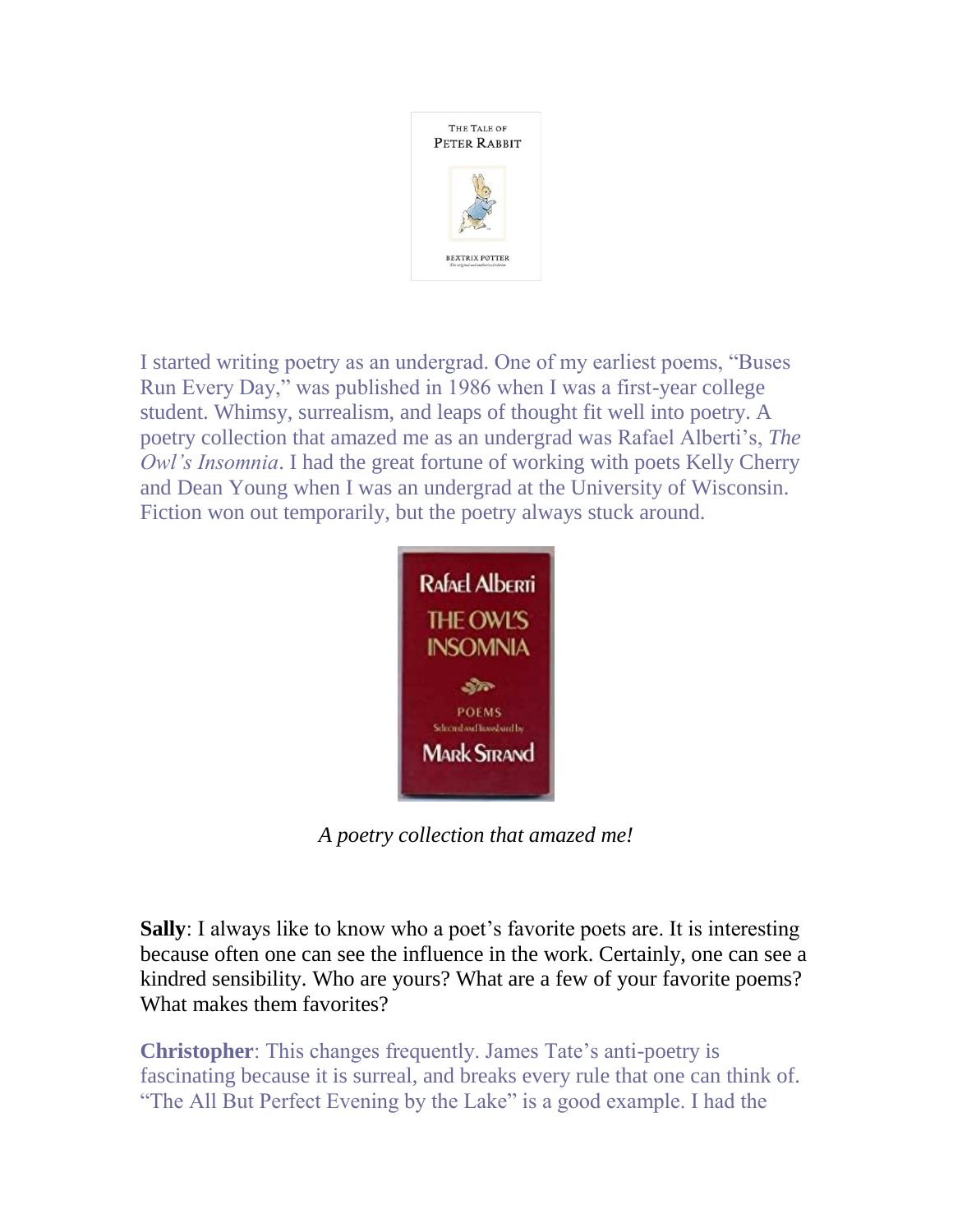I started writing poetry as an undergrad. One of my earliest poems, "Buses Run Every Day," was published in 1986 when I was a first-year college student. Whimsy, surrealism, and leaps of thought fit well into poetry. A poetry collection that amazed me as an undergrad was Rafael Alberti's, *The Owl's Insomnia*. I had the great fortune of working with poets Kelly Cherry and Dean Young when I was an undergrad at the University of Wisconsin. Fiction won out temporarily, but the poetry always stuck around.

*A poetry collection that amazed me!*

**Sally**: I always like to know who a poet's favorite poets are. It is interesting because often one can see the influence in the work. Certainly, one can see a kindred sensibility. Who are yours? What are a few of your favorite poems? What makes them favorites?

**Christopher**: This changes frequently. James Tate's anti-poetry is fascinating because it is surreal, and breaks every rule that one can think of. "The All But Perfect Evening by the Lake" is a good example. I had the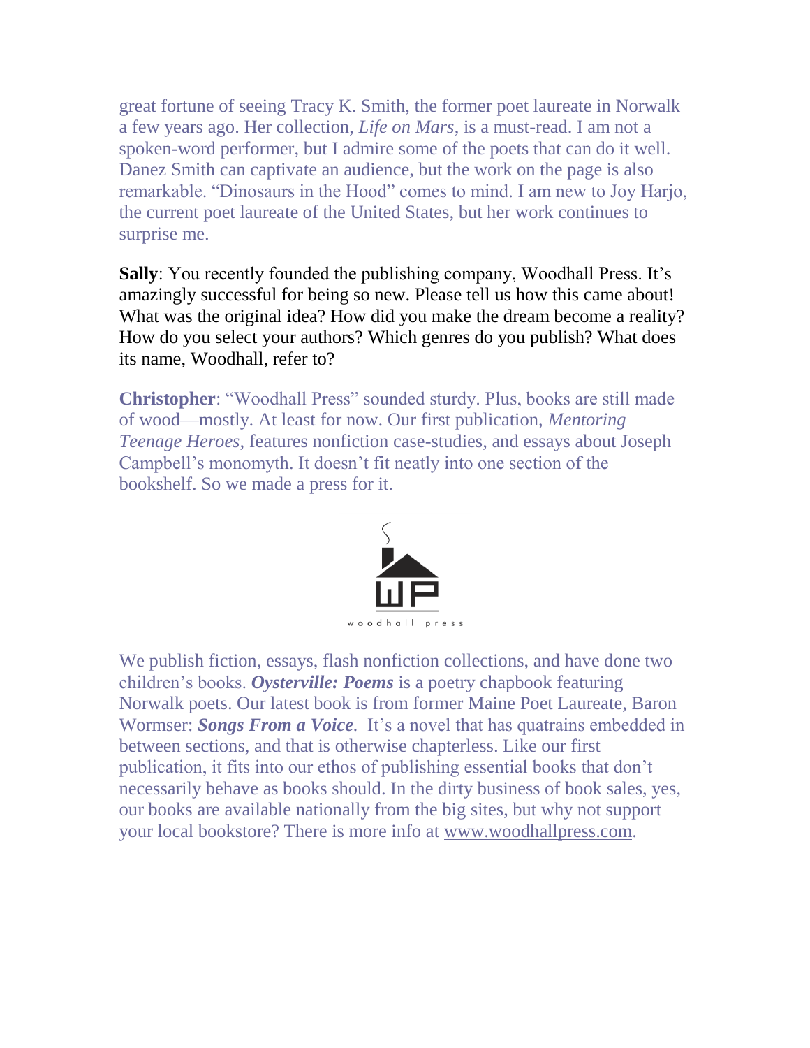great fortune of seeing Tracy K. Smith, the former poet laureate in Norwalk a few years ago. Her collection, *Life on Mars*, is a must-read. I am not a spoken-word performer, but I admire some of the poets that can do it well. Danez Smith can captivate an audience, but the work on the page is also remarkable. “Dinosaurs in the Hood” comes to mind. I am new to Joy Harjo, the current poet laureate of the United States, but her work continues to surprise me.

**Sally**: You recently founded the publishing company, Woodhall Press. It’s amazingly successful for being so new. Please tell us how this came about! What was the original idea? How did you make the dream become a reality? How do you select your authors? Which genres do you publish? What does its name, Woodhall, refer to?

**Christopher**: “Woodhall Press” sounded sturdy. Plus, books are still made of wood—mostly. At least for now. Our first publication, *Mentoring Teenage Heroes*, features nonfiction case-studies, and essays about Joseph Campbell’s monomyth. It doesn’t fit neatly into one section of the bookshelf. So we made a press for it.

woodhall press

We publish fiction, essays, flash nonfiction collections, and have done two children’s books. ***Oysterville: Poems*** is a poetry chapbook featuring Norwalk poets. Our latest book is from former Maine Poet Laureate, Baron Wormser: ***Songs From a Voice***. It’s a novel that has quatrains embedded in between sections, and that is otherwise chapterless. Like our first publication, it fits into our ethos of publishing essential books that don’t necessarily behave as books should. In the dirty business of book sales, yes, our books are available nationally from the big sites, but why not support your local bookstore? There is more info at www.woodhallpress.com.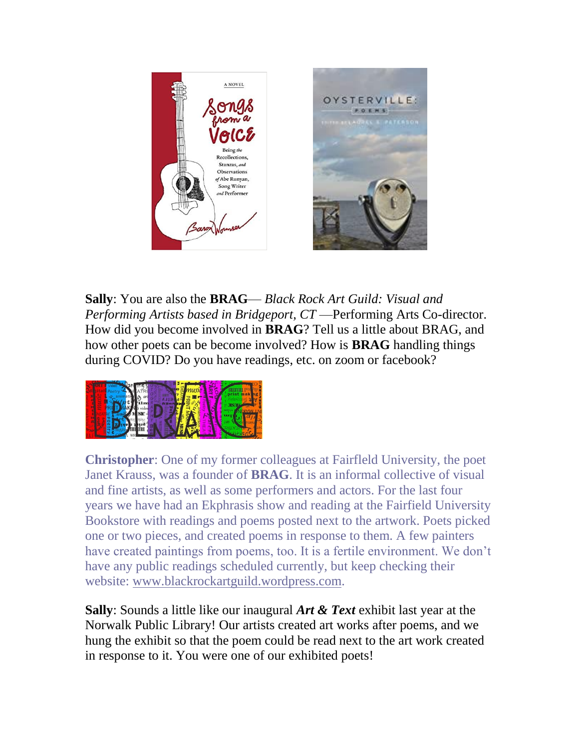**Sally**: You are also the **BRAG**— *Black Rock Art Guild: Visual and Performing Artists based in Bridgeport, CT* —Performing Arts Co-director. How did you become involved in **BRAG**? Tell us a little about BRAG, and how other poets can be become involved? How is **BRAG** handling things during COVID? Do you have readings, etc. on zoom or facebook?

**Christopher**: One of my former colleagues at Fairfield University, the poet Janet Krauss, was a founder of **BRAG**. It is an informal collective of visual and fine artists, as well as some performers and actors. For the last four years we have had an Ekphrasis show and reading at the Fairfield University Bookstore with readings and poems posted next to the artwork. Poets picked one or two pieces, and created poems in response to them. A few painters have created paintings from poems, too. It is a fertile environment. We don't have any public readings scheduled currently, but keep checking their website: www.blackrockartguild.wordpress.com.

**Sally**: Sounds a little like our inaugural ***Art & Text*** exhibit last year at the Norwalk Public Library! Our artists created art works after poems, and we hung the exhibit so that the poem could be read next to the art work created in response to it. You were one of our exhibited poets!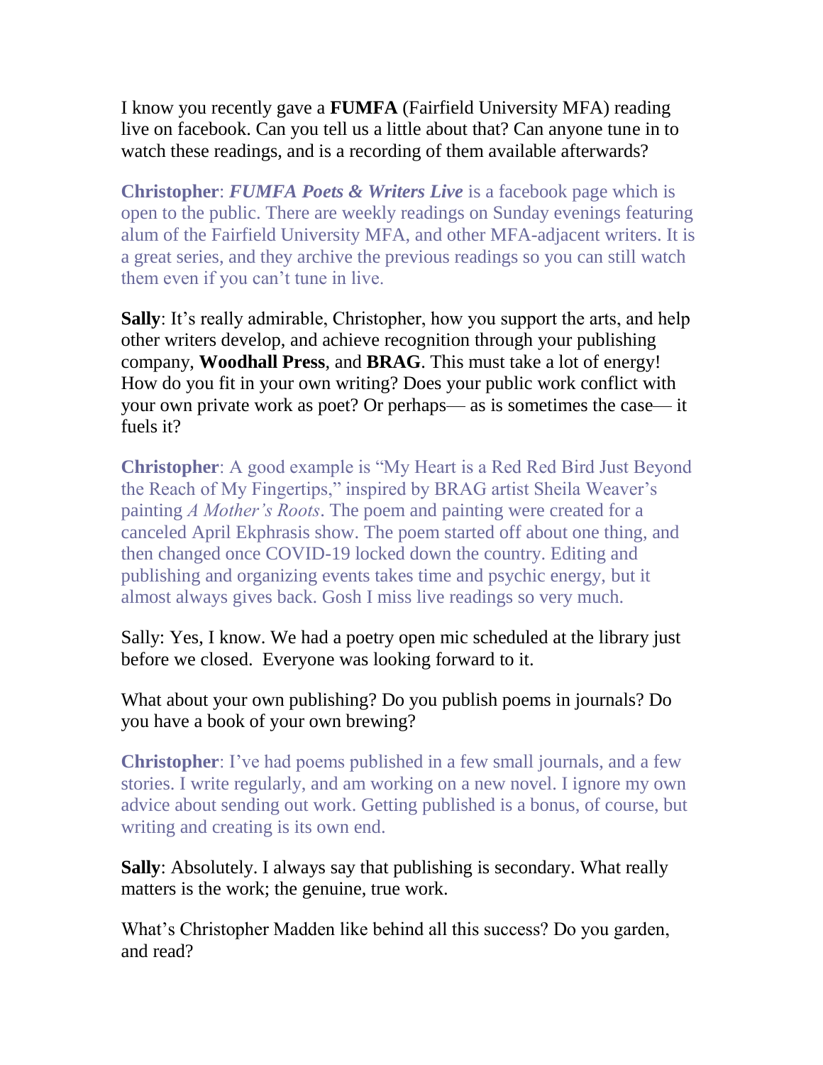I know you recently gave a **FUMFA** (Fairfield University MFA) reading live on facebook. Can you tell us a little about that? Can anyone tune in to watch these readings, and is a recording of them available afterwards?

**Christopher**: ***FUMFA Poets & Writers Live*** is a facebook page which is open to the public. There are weekly readings on Sunday evenings featuring alum of the Fairfield University MFA, and other MFA-adjacent writers. It is a great series, and they archive the previous readings so you can still watch them even if you can't tune in live.

**Sally**: It's really admirable, Christopher, how you support the arts, and help other writers develop, and achieve recognition through your publishing company, **Woodhall Press**, and **BRAG**. This must take a lot of energy! How do you fit in your own writing? Does your public work conflict with your own private work as poet? Or perhaps— as is sometimes the case— it fuels it?

**Christopher**: A good example is "My Heart is a Red Red Bird Just Beyond the Reach of My Fingertips," inspired by BRAG artist Sheila Weaver's painting *A Mother's Roots*. The poem and painting were created for a canceled April Ekphrasis show. The poem started off about one thing, and then changed once COVID-19 locked down the country. Editing and publishing and organizing events takes time and psychic energy, but it almost always gives back. Gosh I miss live readings so very much.

Sally: Yes, I know. We had a poetry open mic scheduled at the library just before we closed. Everyone was looking forward to it.

What about your own publishing? Do you publish poems in journals? Do you have a book of your own brewing?

**Christopher**: I've had poems published in a few small journals, and a few stories. I write regularly, and am working on a new novel. I ignore my own advice about sending out work. Getting published is a bonus, of course, but writing and creating is its own end.

**Sally**: Absolutely. I always say that publishing is secondary. What really matters is the work; the genuine, true work.

What's Christopher Madden like behind all this success? Do you garden, and read?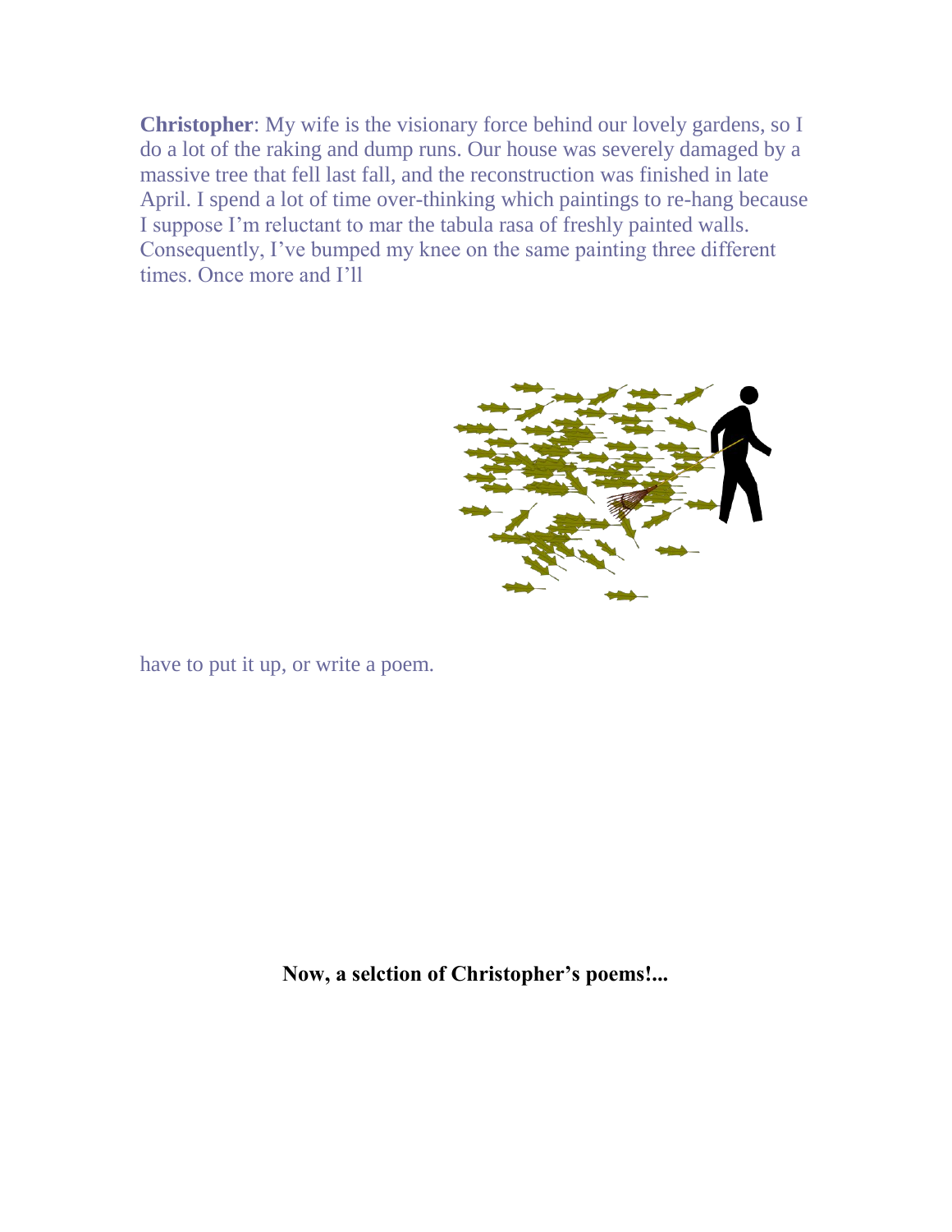**Christopher**: My wife is the visionary force behind our lovely gardens, so I do a lot of the raking and dump runs. Our house was severely damaged by a massive tree that fell last fall, and the reconstruction was finished in late April. I spend a lot of time over-thinking which paintings to re-hang because I suppose I'm reluctant to mar the tabula rasa of freshly painted walls. Consequently, I've bumped my knee on the same painting three different times. Once more and I'll have to put it up, or write a poem.

**Now, a selction of Christopher's poems!...**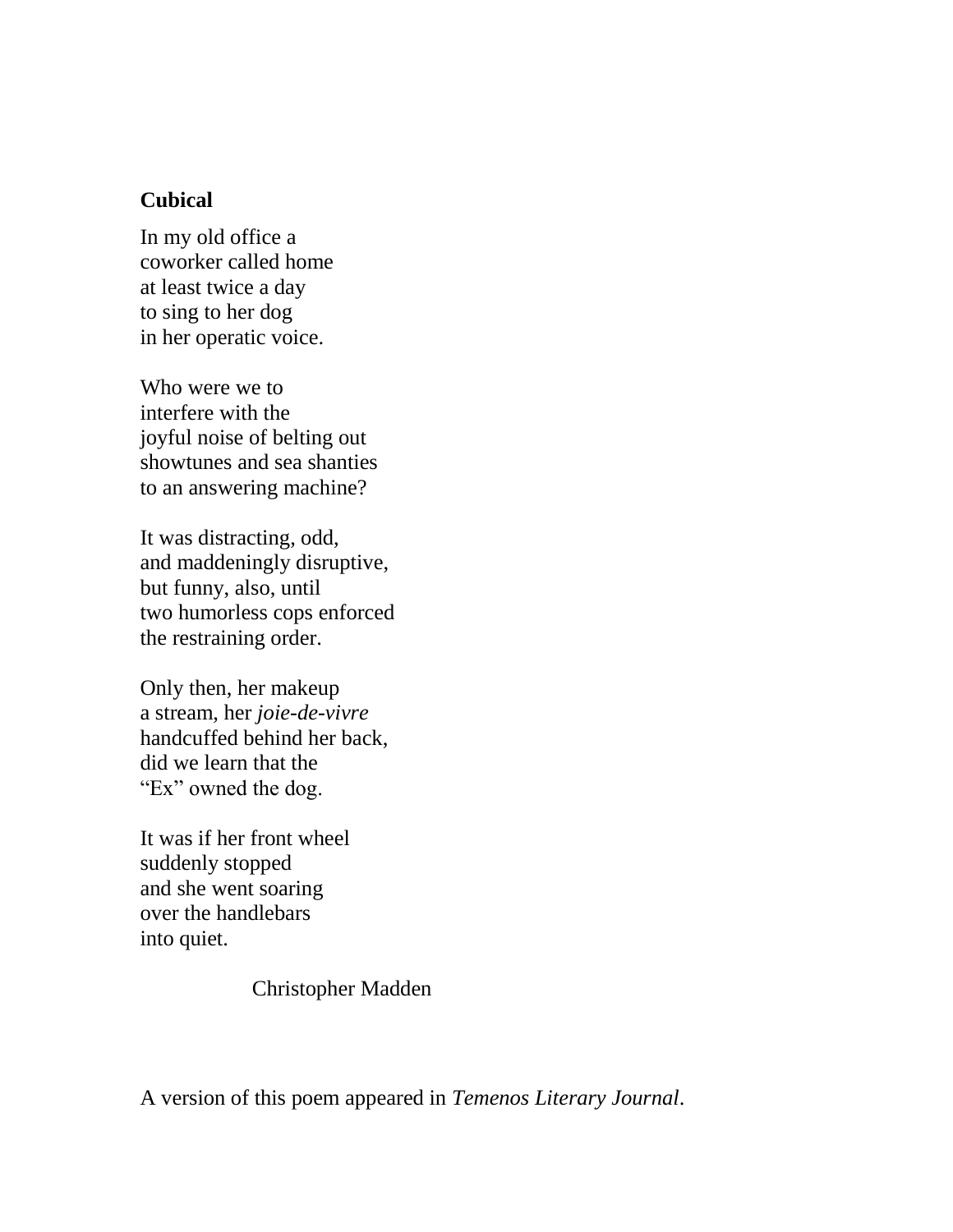**Cubical**

In my old office a  
coworker called home  
at least twice a day  
to sing to her dog  
in her operatic voice.

Who were we to  
interfere with the  
joyful noise of belting out  
showtunes and sea shanties  
to an answering machine?

It was distracting, odd,  
and maddeningly disruptive,  
but funny, also, until  
two humorless cops enforced  
the restraining order.

Only then, her makeup  
a stream, her *joie-de-vivre*  
handcuffed behind her back,  
did we learn that the  
"Ex" owned the dog.

It was if her front wheel  
suddenly stopped  
and she went soaring  
over the handlebars  
into quiet.

Christopher Madden

A version of this poem appeared in *Temenos Literary Journal*.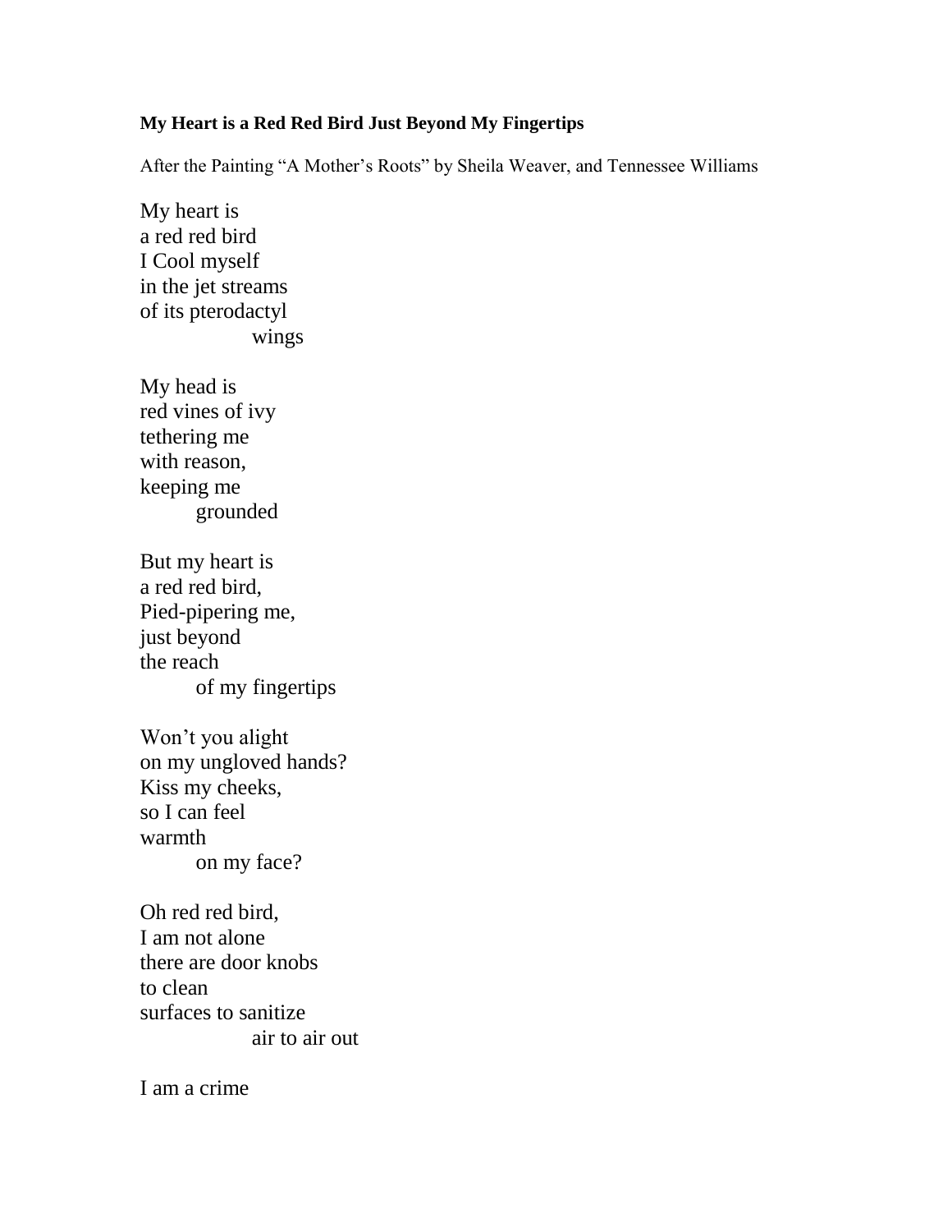**My Heart is a Red Red Bird Just Beyond My Fingertips**

After the Painting “A Mother’s Roots” by Sheila Weaver, and Tennessee Williams

My heart is
a red red bird
I Cool myself
in the jet streams
of its pterodactyl
                    wings

My head is
red vines of ivy
tethering me
with reason,
keeping me
          grounded

But my heart is
a red red bird,
Pied-pipering me,
just beyond
the reach
          of my fingertips

Won’t you alight
on my ungloved hands?
Kiss my cheeks,
so I can feel
warmth
          on my face?

Oh red red bird,
I am not alone
there are door knobs
to clean
surfaces to sanitize
                    air to air out

I am a crime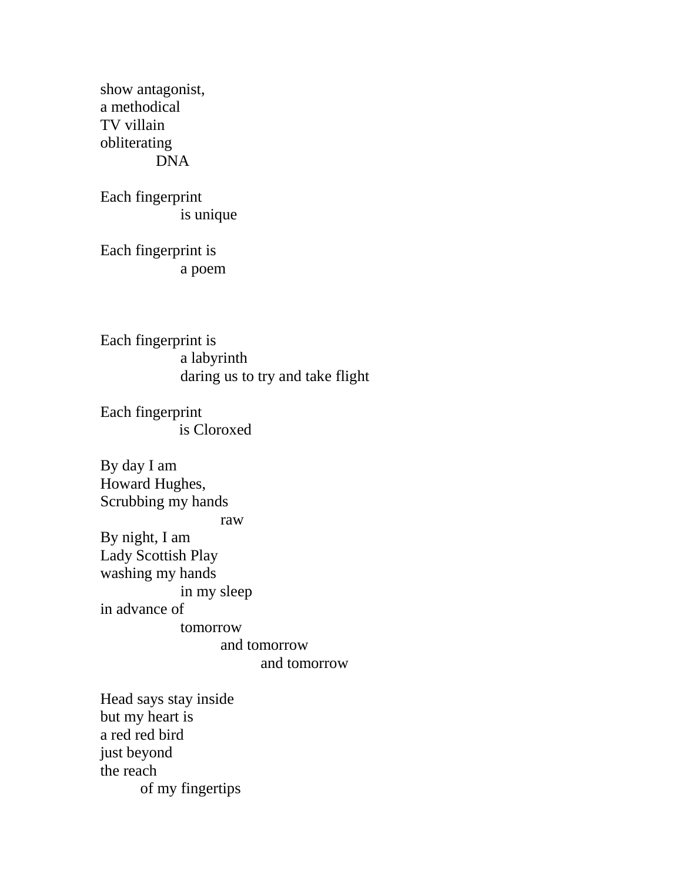show antagonist,  
a methodical  
TV villain  
obliterating  
&nbsp;&nbsp;&nbsp;&nbsp;&nbsp;&nbsp;&nbsp;&nbsp;&nbsp;&nbsp;DNA

Each fingerprint  
&nbsp;&nbsp;&nbsp;&nbsp;&nbsp;&nbsp;&nbsp;&nbsp;&nbsp;&nbsp;&nbsp;&nbsp;&nbsp;&nbsp;is unique

Each fingerprint is  
&nbsp;&nbsp;&nbsp;&nbsp;&nbsp;&nbsp;&nbsp;&nbsp;&nbsp;&nbsp;&nbsp;&nbsp;&nbsp;&nbsp;a poem

Each fingerprint is  
&nbsp;&nbsp;&nbsp;&nbsp;&nbsp;&nbsp;&nbsp;&nbsp;&nbsp;&nbsp;&nbsp;&nbsp;&nbsp;&nbsp;a labyrinth  
&nbsp;&nbsp;&nbsp;&nbsp;&nbsp;&nbsp;&nbsp;&nbsp;&nbsp;&nbsp;&nbsp;&nbsp;&nbsp;&nbsp;daring us to try and take flight

Each fingerprint  
&nbsp;&nbsp;&nbsp;&nbsp;&nbsp;&nbsp;&nbsp;&nbsp;&nbsp;&nbsp;&nbsp;&nbsp;&nbsp;&nbsp;is Cloroxed

By day I am  
Howard Hughes,  
Scrubbing my hands  
&nbsp;&nbsp;&nbsp;&nbsp;&nbsp;&nbsp;&nbsp;&nbsp;&nbsp;&nbsp;&nbsp;&nbsp;&nbsp;&nbsp;&nbsp;&nbsp;&nbsp;&nbsp;&nbsp;&nbsp;&nbsp;raw  
By night, I am  
Lady Scottish Play  
washing my hands  
&nbsp;&nbsp;&nbsp;&nbsp;&nbsp;&nbsp;&nbsp;&nbsp;&nbsp;&nbsp;&nbsp;&nbsp;&nbsp;&nbsp;in my sleep  
in advance of  
&nbsp;&nbsp;&nbsp;&nbsp;&nbsp;&nbsp;&nbsp;&nbsp;&nbsp;&nbsp;&nbsp;&nbsp;&nbsp;&nbsp;tomorrow  
&nbsp;&nbsp;&nbsp;&nbsp;&nbsp;&nbsp;&nbsp;&nbsp;&nbsp;&nbsp;&nbsp;&nbsp;&nbsp;&nbsp;&nbsp;&nbsp;&nbsp;&nbsp;&nbsp;&nbsp;&nbsp;and tomorrow  
&nbsp;&nbsp;&nbsp;&nbsp;&nbsp;&nbsp;&nbsp;&nbsp;&nbsp;&nbsp;&nbsp;&nbsp;&nbsp;&nbsp;&nbsp;&nbsp;&nbsp;&nbsp;&nbsp;&nbsp;&nbsp;&nbsp;&nbsp;&nbsp;&nbsp;&nbsp;&nbsp;&nbsp;and tomorrow

Head says stay inside  
but my heart is  
a red red bird  
just beyond  
the reach  
&nbsp;&nbsp;&nbsp;&nbsp;&nbsp;&nbsp;&nbsp;&nbsp;&nbsp;of my fingertips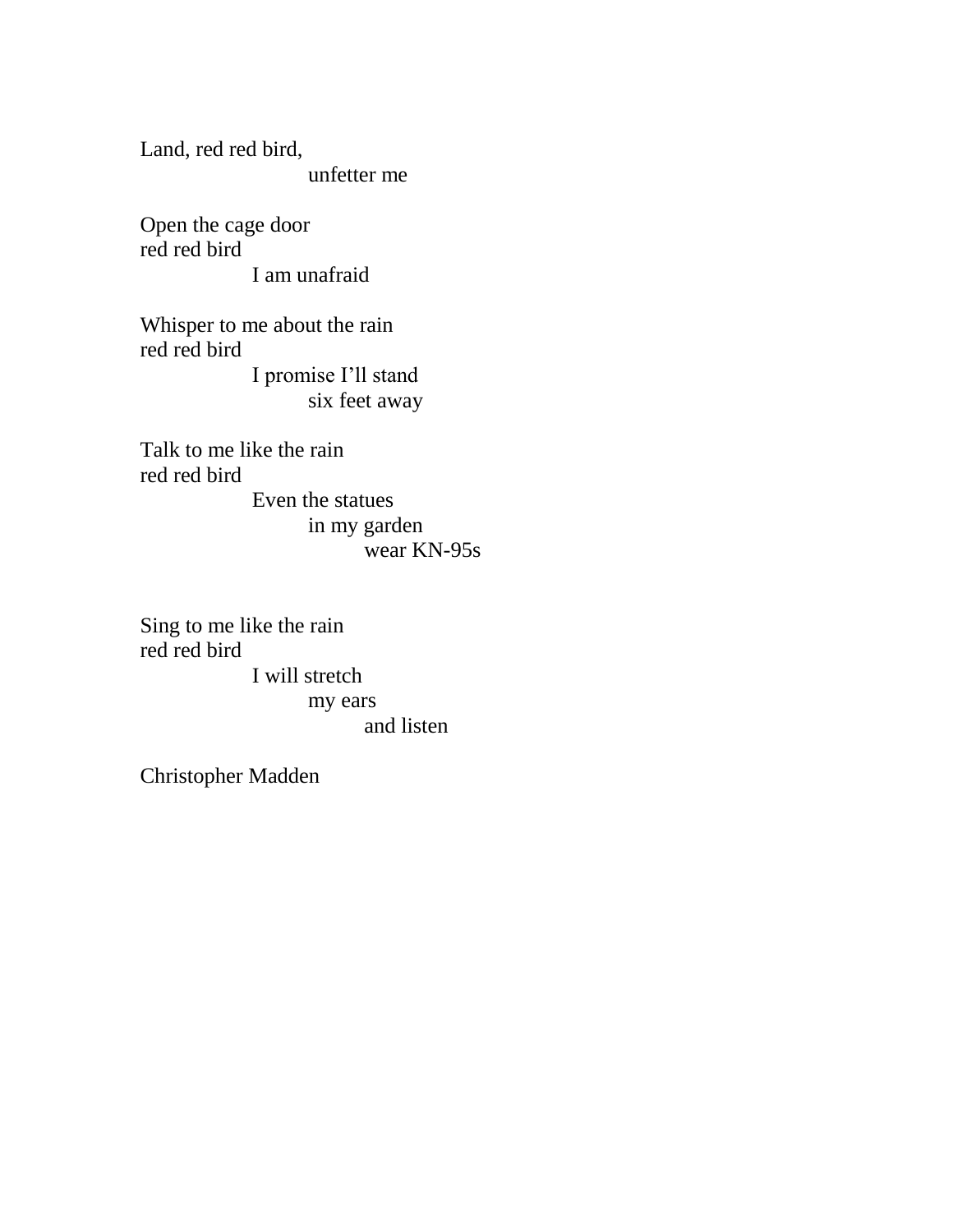Land, red red bird,
&nbsp;&nbsp;&nbsp;&nbsp;&nbsp;&nbsp;&nbsp;&nbsp;&nbsp;&nbsp;&nbsp;&nbsp;&nbsp;&nbsp;&nbsp;&nbsp;&nbsp;&nbsp;&nbsp;&nbsp;&nbsp;&nbsp;&nbsp;&nbsp;unfetter me

Open the cage door
red red bird
&nbsp;&nbsp;&nbsp;&nbsp;&nbsp;&nbsp;&nbsp;&nbsp;&nbsp;&nbsp;&nbsp;&nbsp;&nbsp;&nbsp;&nbsp;&nbsp;I am unafraid

Whisper to me about the rain
red red bird
&nbsp;&nbsp;&nbsp;&nbsp;&nbsp;&nbsp;&nbsp;&nbsp;&nbsp;&nbsp;&nbsp;&nbsp;&nbsp;&nbsp;&nbsp;&nbsp;I promise I'll stand
&nbsp;&nbsp;&nbsp;&nbsp;&nbsp;&nbsp;&nbsp;&nbsp;&nbsp;&nbsp;&nbsp;&nbsp;&nbsp;&nbsp;&nbsp;&nbsp;&nbsp;&nbsp;&nbsp;&nbsp;&nbsp;&nbsp;&nbsp;&nbsp;six feet away

Talk to me like the rain
red red bird
&nbsp;&nbsp;&nbsp;&nbsp;&nbsp;&nbsp;&nbsp;&nbsp;&nbsp;&nbsp;&nbsp;&nbsp;&nbsp;&nbsp;&nbsp;&nbsp;Even the statues
&nbsp;&nbsp;&nbsp;&nbsp;&nbsp;&nbsp;&nbsp;&nbsp;&nbsp;&nbsp;&nbsp;&nbsp;&nbsp;&nbsp;&nbsp;&nbsp;&nbsp;&nbsp;&nbsp;&nbsp;&nbsp;&nbsp;&nbsp;&nbsp;in my garden
&nbsp;&nbsp;&nbsp;&nbsp;&nbsp;&nbsp;&nbsp;&nbsp;&nbsp;&nbsp;&nbsp;&nbsp;&nbsp;&nbsp;&nbsp;&nbsp;&nbsp;&nbsp;&nbsp;&nbsp;&nbsp;&nbsp;&nbsp;&nbsp;&nbsp;&nbsp;&nbsp;&nbsp;&nbsp;&nbsp;&nbsp;&nbsp;wear KN-95s

Sing to me like the rain
red red bird
&nbsp;&nbsp;&nbsp;&nbsp;&nbsp;&nbsp;&nbsp;&nbsp;&nbsp;&nbsp;&nbsp;&nbsp;&nbsp;&nbsp;&nbsp;&nbsp;I will stretch
&nbsp;&nbsp;&nbsp;&nbsp;&nbsp;&nbsp;&nbsp;&nbsp;&nbsp;&nbsp;&nbsp;&nbsp;&nbsp;&nbsp;&nbsp;&nbsp;&nbsp;&nbsp;&nbsp;&nbsp;&nbsp;&nbsp;&nbsp;&nbsp;my ears
&nbsp;&nbsp;&nbsp;&nbsp;&nbsp;&nbsp;&nbsp;&nbsp;&nbsp;&nbsp;&nbsp;&nbsp;&nbsp;&nbsp;&nbsp;&nbsp;&nbsp;&nbsp;&nbsp;&nbsp;&nbsp;&nbsp;&nbsp;&nbsp;&nbsp;&nbsp;&nbsp;&nbsp;&nbsp;&nbsp;&nbsp;&nbsp;and listen

Christopher Madden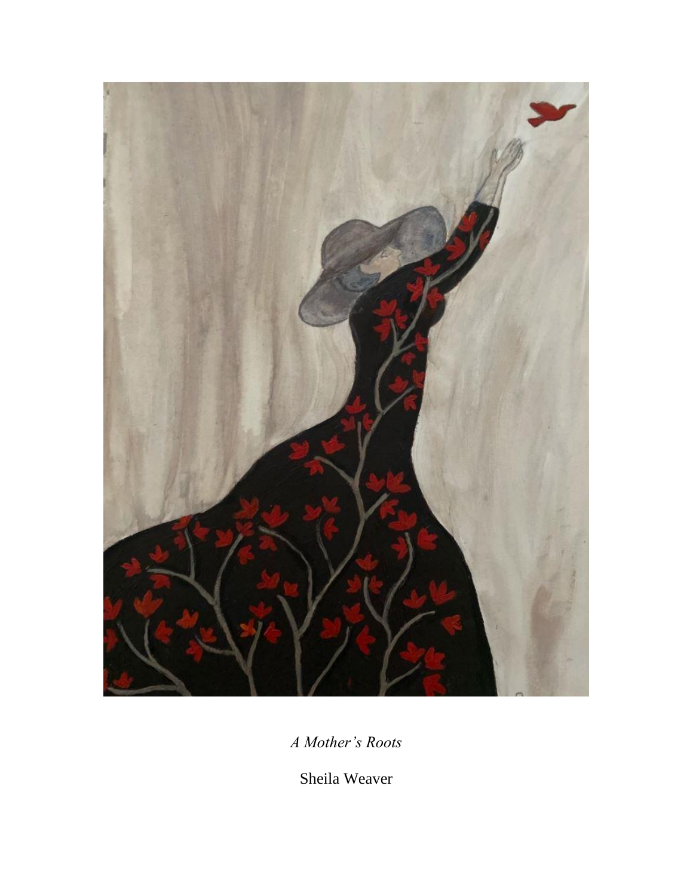*A Mother's Roots*

Sheila Weaver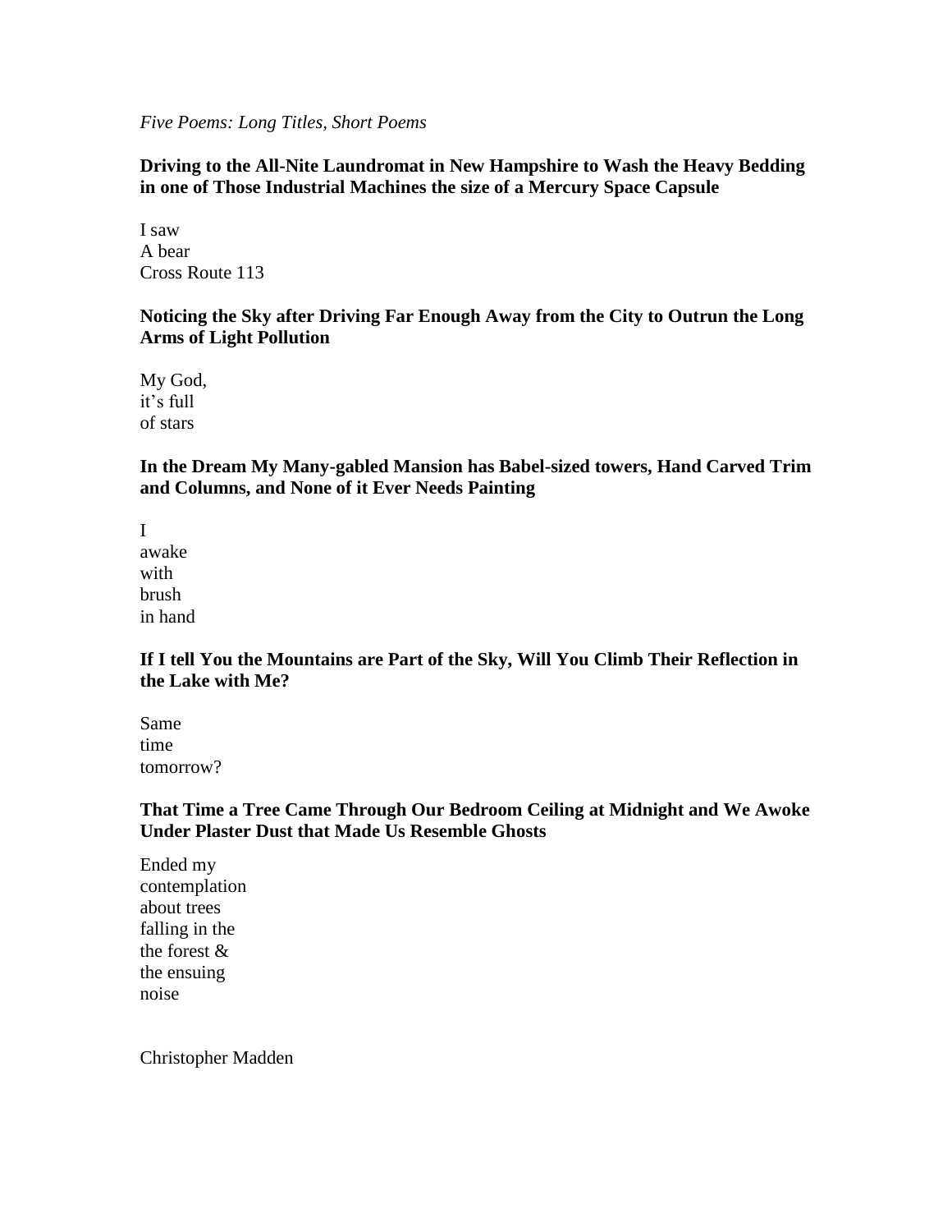*Five Poems: Long Titles, Short Poems*

**Driving to the All-Nite Laundromat in New Hampshire to Wash the Heavy Bedding in one of Those Industrial Machines the size of a Mercury Space Capsule**

I saw  
A bear  
Cross Route 113

**Noticing the Sky after Driving Far Enough Away from the City to Outrun the Long Arms of Light Pollution**

My God,  
it's full  
of stars

**In the Dream My Many-gabled Mansion has Babel-sized towers, Hand Carved Trim and Columns, and None of it Ever Needs Painting**

I  
awake  
with  
brush  
in hand

**If I tell You the Mountains are Part of the Sky, Will You Climb Their Reflection in the Lake with Me?**

Same  
time  
tomorrow?

**That Time a Tree Came Through Our Bedroom Ceiling at Midnight and We Awoke Under Plaster Dust that Made Us Resemble Ghosts**

Ended my  
contemplation  
about trees  
falling in the  
the forest &  
the ensuing  
noise

Christopher Madden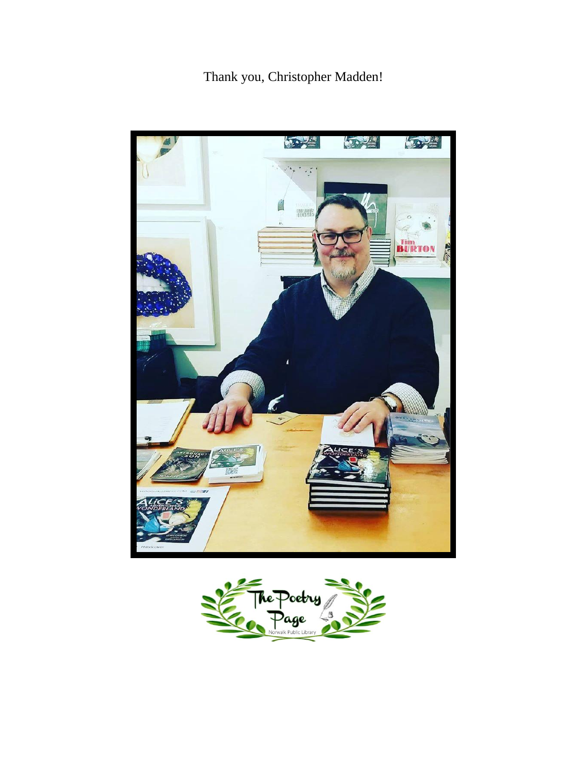Thank you, Christopher Madden!